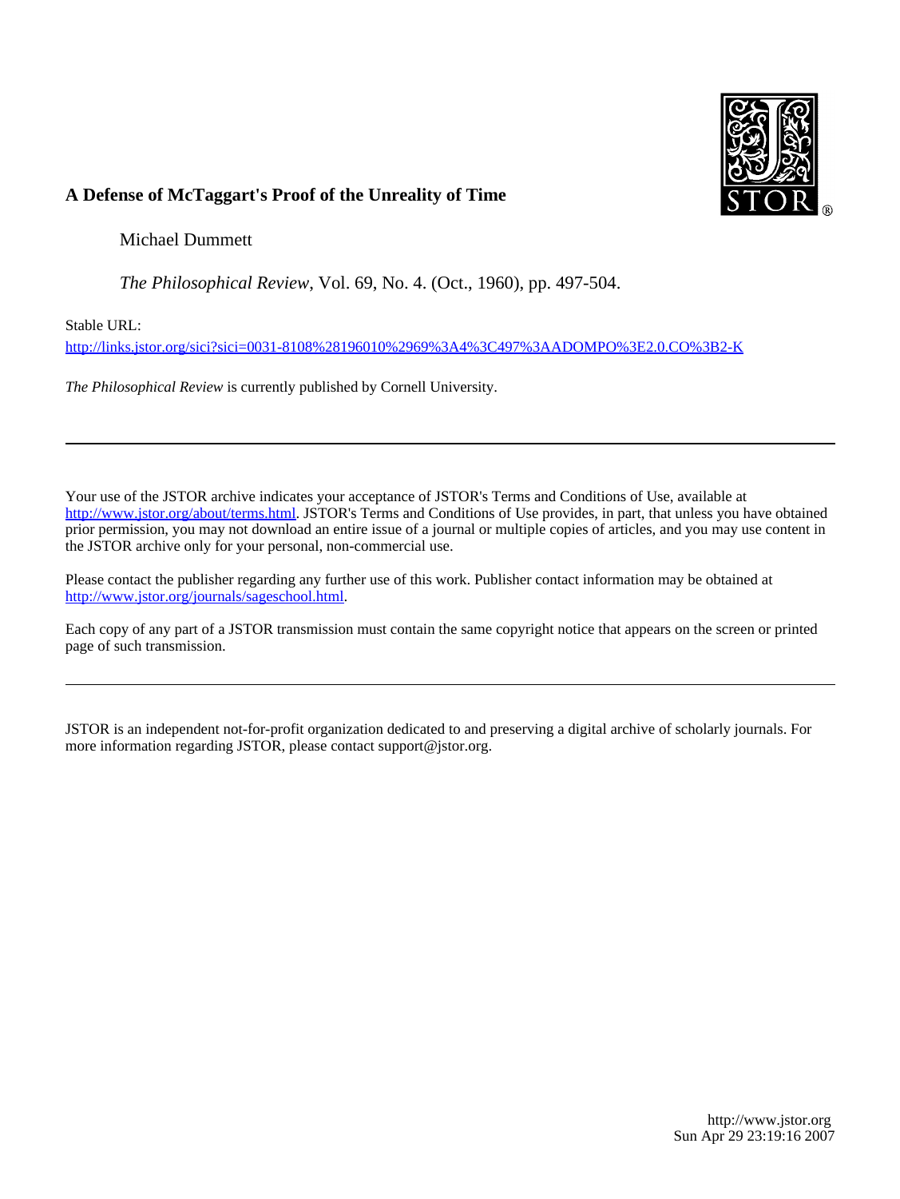**A Defense of McTaggart's Proof of the Unreality of Time**

Michael Dummett

*The Philosophical Review*, Vol. 69, No. 4. (Oct., 1960), pp. 497-504.

Stable URL:

http://links.jstor.org/sici?sici=0031-8108%28196010%2969%3A4%3C497%3AADOMPO%3E2.0.CO%3B2-K

*The Philosophical Review* is currently published by Cornell University.

---

Your use of the JSTOR archive indicates your acceptance of JSTOR's Terms and Conditions of Use, available at http://www.jstor.org/about/terms.html. JSTOR's Terms and Conditions of Use provides, in part, that unless you have obtained prior permission, you may not download an entire issue of a journal or multiple copies of articles, and you may use content in the JSTOR archive only for your personal, non-commercial use.

Please contact the publisher regarding any further use of this work. Publisher contact information may be obtained at http://www.jstor.org/journals/sageschool.html.

Each copy of any part of a JSTOR transmission must contain the same copyright notice that appears on the screen or printed page of such transmission.

---

JSTOR is an independent not-for-profit organization dedicated to and preserving a digital archive of scholarly journals. For more information regarding JSTOR, please contact support@jstor.org.

http://www.jstor.org
Sun Apr 29 23:19:16 2007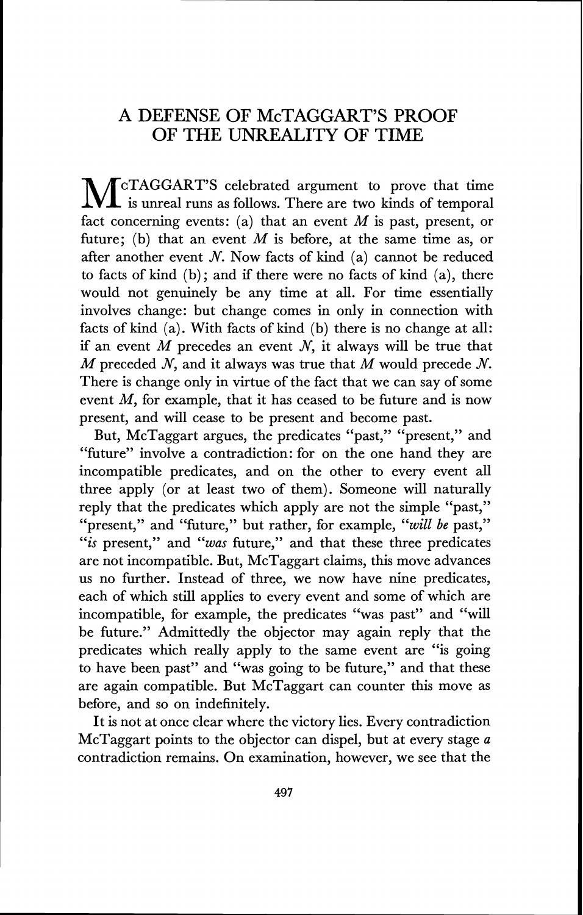# A DEFENSE OF McTAGGART'S PROOF OF THE UNREALITY OF TIME

McTAGGART'S celebrated argument to prove that time is unreal runs as follows. There are two kinds of temporal fact concerning events: (a) that an event $M$ is past, present, or future; (b) that an event $M$ is before, at the same time as, or after another event $N$. Now facts of kind (a) cannot be reduced to facts of kind (b); and if there were no facts of kind (a), there would not genuinely be any time at all. For time essentially involves change: but change comes in only in connection with facts of kind (a). With facts of kind (b) there is no change at all: if an event $M$ precedes an event $N$, it always will be true that $M$ preceded $N$, and it always was true that $M$ would precede $N$. There is change only in virtue of the fact that we can say of some event $M$, for example, that it has ceased to be future and is now present, and will cease to be present and become past.

But, McTaggart argues, the predicates "past," "present," and "future" involve a contradiction: for on the one hand they are incompatible predicates, and on the other to every event all three apply (or at least two of them). Someone will naturally reply that the predicates which apply are not the simple "past," "present," and "future," but rather, for example, "*will be* past," "*is* present," and "*was* future," and that these three predicates are not incompatible. But, McTaggart claims, this move advances us no further. Instead of three, we now have nine predicates, each of which still applies to every event and some of which are incompatible, for example, the predicates "was past" and "will be future." Admittedly the objector may again reply that the predicates which really apply to the same event are "is going to have been past" and "was going to be future," and that these are again compatible. But McTaggart can counter this move as before, and so on indefinitely.

It is not at once clear where the victory lies. Every contradiction McTaggart points to the objector can dispel, but at every stage *a* contradiction remains. On examination, however, we see that the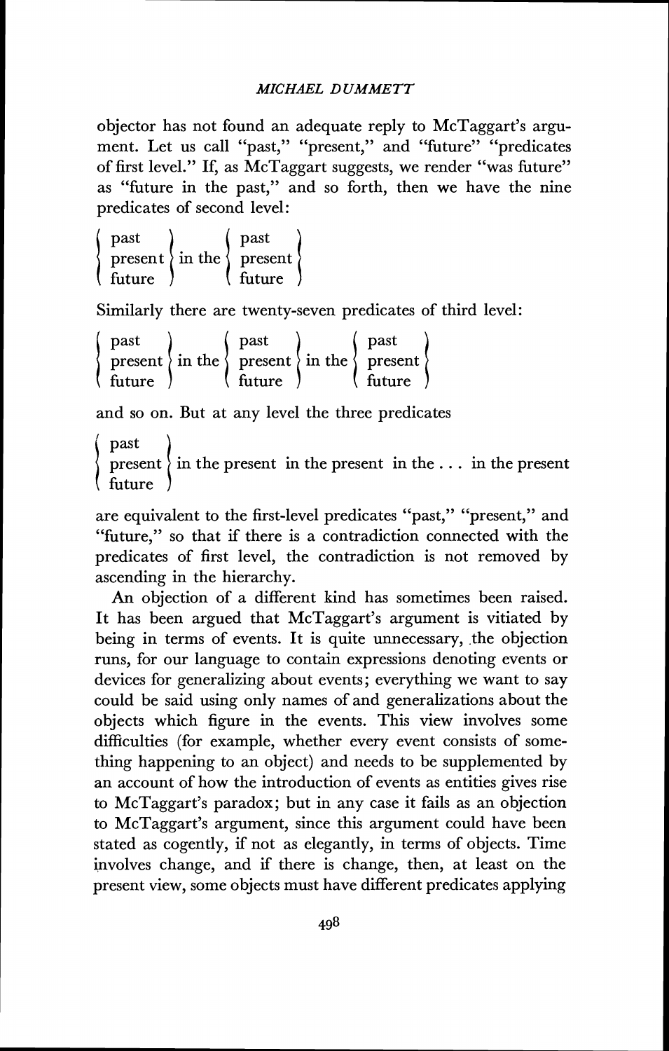objector has not found an adequate reply to McTaggart's argument. Let us call "past," "present," and "future" "predicates of first level." If, as McTaggart suggests, we render "was future" as "future in the past," and so forth, then we have the nine predicates of second level:

$$\left\{\begin{array}{l}\text{past}\\ \text{present}\\ \text{future}\end{array}\right\} \text{in the} \left\{\begin{array}{l}\text{past}\\ \text{present}\\ \text{future}\end{array}\right\}$$

Similarly there are twenty-seven predicates of third level:

$$\left\{\begin{array}{l}\text{past}\\ \text{present}\\ \text{future}\end{array}\right\} \text{in the} \left\{\begin{array}{l}\text{past}\\ \text{present}\\ \text{future}\end{array}\right\} \text{in the} \left\{\begin{array}{l}\text{past}\\ \text{present}\\ \text{future}\end{array}\right\}$$

and so on. But at any level the three predicates

$$\left\{\begin{array}{l}\text{past}\\ \text{present}\\ \text{future}\end{array}\right\} \text{in the present in the present in the} \ldots \text{in the present}$$

are equivalent to the first-level predicates "past," "present," and "future," so that if there is a contradiction connected with the predicates of first level, the contradiction is not removed by ascending in the hierarchy.

An objection of a different kind has sometimes been raised. It has been argued that McTaggart's argument is vitiated by being in terms of events. It is quite unnecessary, the objection runs, for our language to contain expressions denoting events or devices for generalizing about events; everything we want to say could be said using only names of and generalizations about the objects which figure in the events. This view involves some difficulties (for example, whether every event consists of something happening to an object) and needs to be supplemented by an account of how the introduction of events as entities gives rise to McTaggart's paradox; but in any case it fails as an objection to McTaggart's argument, since this argument could have been stated as cogently, if not as elegantly, in terms of objects. Time involves change, and if there is change, then, at least on the present view, some objects must have different predicates applying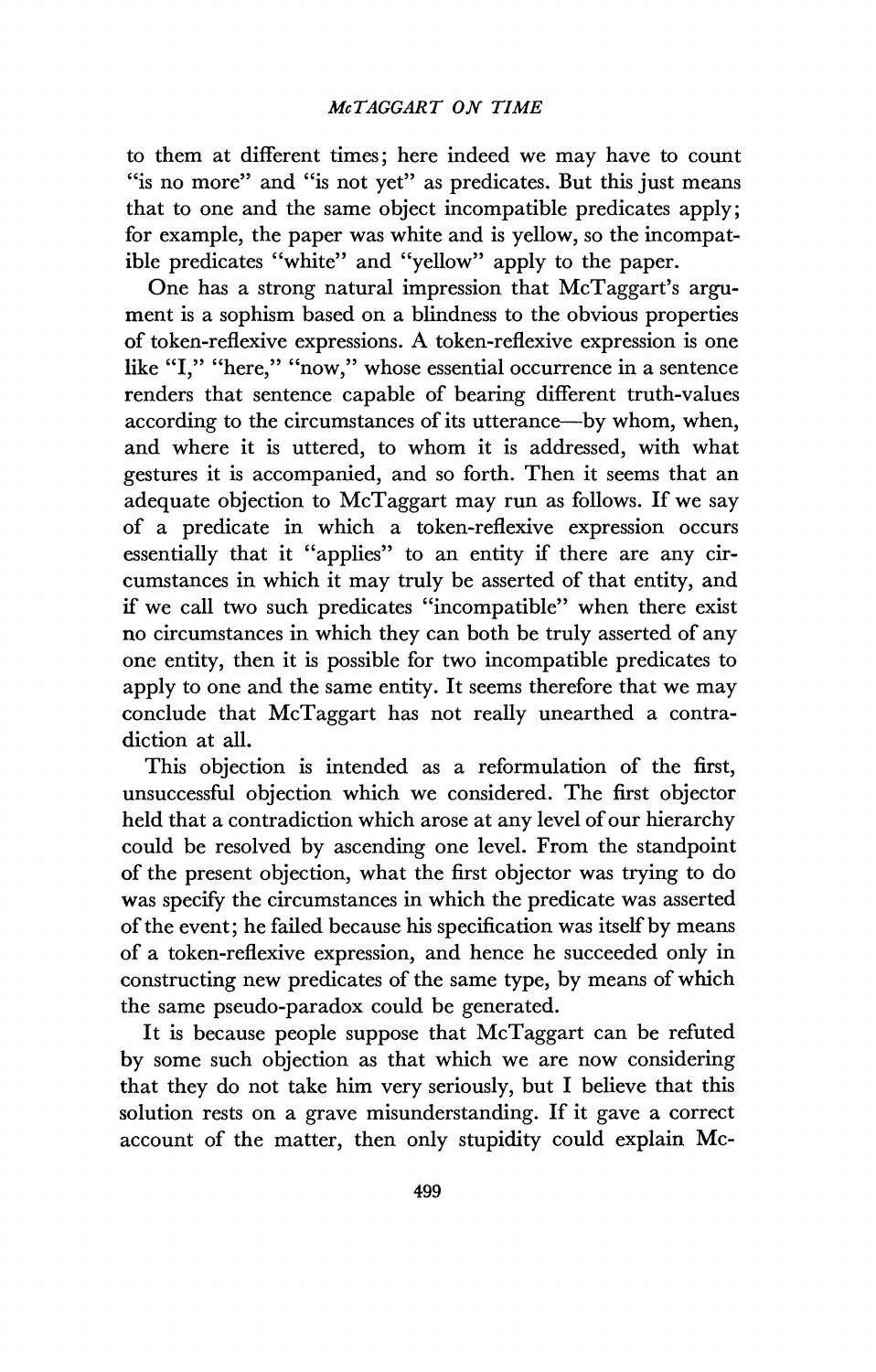to them at different times; here indeed we may have to count "is no more" and "is not yet" as predicates. But this just means that to one and the same object incompatible predicates apply; for example, the paper was white and is yellow, so the incompatible predicates "white" and "yellow" apply to the paper.

One has a strong natural impression that McTaggart's argument is a sophism based on a blindness to the obvious properties of token-reflexive expressions. A token-reflexive expression is one like "I," "here," "now," whose essential occurrence in a sentence renders that sentence capable of bearing different truth-values according to the circumstances of its utterance—by whom, when, and where it is uttered, to whom it is addressed, with what gestures it is accompanied, and so forth. Then it seems that an adequate objection to McTaggart may run as follows. If we say of a predicate in which a token-reflexive expression occurs essentially that it "applies" to an entity if there are any circumstances in which it may truly be asserted of that entity, and if we call two such predicates "incompatible" when there exist no circumstances in which they can both be truly asserted of any one entity, then it is possible for two incompatible predicates to apply to one and the same entity. It seems therefore that we may conclude that McTaggart has not really unearthed a contradiction at all.

This objection is intended as a reformulation of the first, unsuccessful objection which we considered. The first objector held that a contradiction which arose at any level of our hierarchy could be resolved by ascending one level. From the standpoint of the present objection, what the first objector was trying to do was specify the circumstances in which the predicate was asserted of the event; he failed because his specification was itself by means of a token-reflexive expression, and hence he succeeded only in constructing new predicates of the same type, by means of which the same pseudo-paradox could be generated.

It is because people suppose that McTaggart can be refuted by some such objection as that which we are now considering that they do not take him very seriously, but I believe that this solution rests on a grave misunderstanding. If it gave a correct account of the matter, then only stupidity could explain Mc-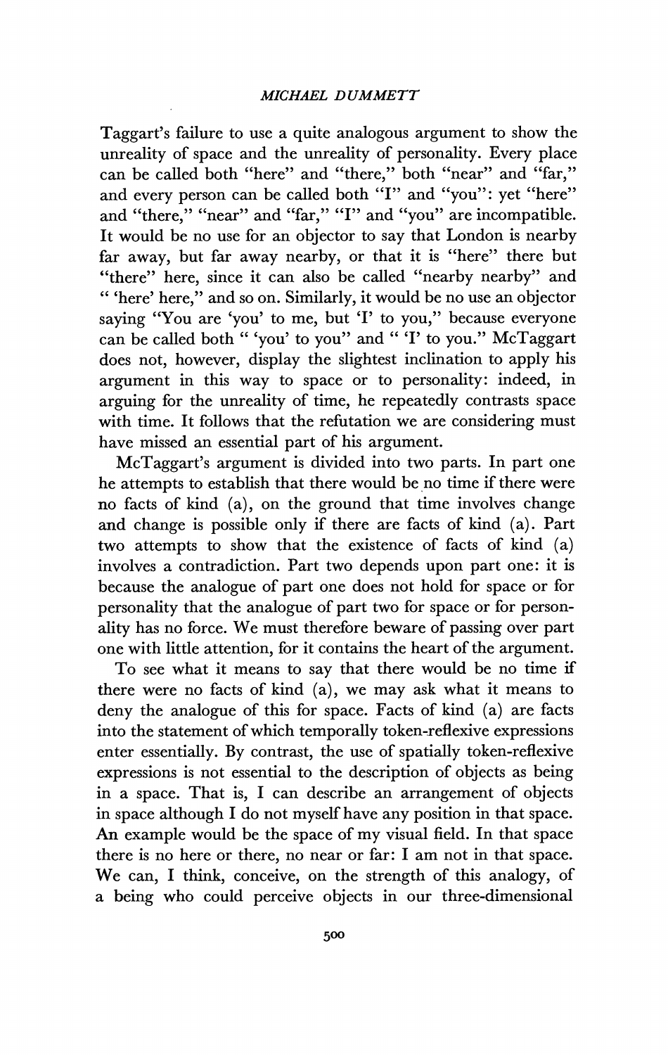Taggart's failure to use a quite analogous argument to show the unreality of space and the unreality of personality. Every place can be called both "here" and "there," both "near" and "far," and every person can be called both "I" and "you": yet "here" and "there," "near" and "far," "I" and "you" are incompatible. It would be no use for an objector to say that London is nearby far away, but far away nearby, or that it is "here" there but "there" here, since it can also be called "nearby nearby" and " 'here' here," and so on. Similarly, it would be no use an objector saying "You are 'you' to me, but 'I' to you," because everyone can be called both " 'you' to you" and " 'I' to you." McTaggart does not, however, display the slightest inclination to apply his argument in this way to space or to personality: indeed, in arguing for the unreality of time, he repeatedly contrasts space with time. It follows that the refutation we are considering must have missed an essential part of his argument.

McTaggart's argument is divided into two parts. In part one he attempts to establish that there would be no time if there were no facts of kind (a), on the ground that time involves change and change is possible only if there are facts of kind (a). Part two attempts to show that the existence of facts of kind (a) involves a contradiction. Part two depends upon part one: it is because the analogue of part one does not hold for space or for personality that the analogue of part two for space or for personality has no force. We must therefore beware of passing over part one with little attention, for it contains the heart of the argument.

To see what it means to say that there would be no time if there were no facts of kind (a), we may ask what it means to deny the analogue of this for space. Facts of kind (a) are facts into the statement of which temporally token-reflexive expressions enter essentially. By contrast, the use of spatially token-reflexive expressions is not essential to the description of objects as being in a space. That is, I can describe an arrangement of objects in space although I do not myself have any position in that space. An example would be the space of my visual field. In that space there is no here or there, no near or far: I am not in that space. We can, I think, conceive, on the strength of this analogy, of a being who could perceive objects in our three-dimensional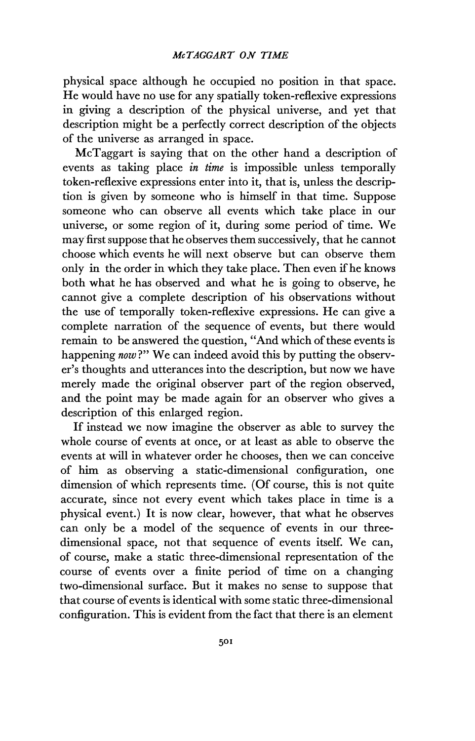physical space although he occupied no position in that space. He would have no use for any spatially token-reflexive expressions in giving a description of the physical universe, and yet that description might be a perfectly correct description of the objects of the universe as arranged in space.

McTaggart is saying that on the other hand a description of events as taking place *in time* is impossible unless temporally token-reflexive expressions enter into it, that is, unless the description is given by someone who is himself in that time. Suppose someone who can observe all events which take place in our universe, or some region of it, during some period of time. We may first suppose that he observes them successively, that he cannot choose which events he will next observe but can observe them only in the order in which they take place. Then even if he knows both what he has observed and what he is going to observe, he cannot give a complete description of his observations without the use of temporally token-reflexive expressions. He can give a complete narration of the sequence of events, but there would remain to be answered the question, "And which of these events is happening *now*?" We can indeed avoid this by putting the observer's thoughts and utterances into the description, but now we have merely made the original observer part of the region observed, and the point may be made again for an observer who gives a description of this enlarged region.

If instead we now imagine the observer as able to survey the whole course of events at once, or at least as able to observe the events at will in whatever order he chooses, then we can conceive of him as observing a static-dimensional configuration, one dimension of which represents time. (Of course, this is not quite accurate, since not every event which takes place in time is a physical event.) It is now clear, however, that what he observes can only be a model of the sequence of events in our three-dimensional space, not that sequence of events itself. We can, of course, make a static three-dimensional representation of the course of events over a finite period of time on a changing two-dimensional surface. But it makes no sense to suppose that that course of events is identical with some static three-dimensional configuration. This is evident from the fact that there is an element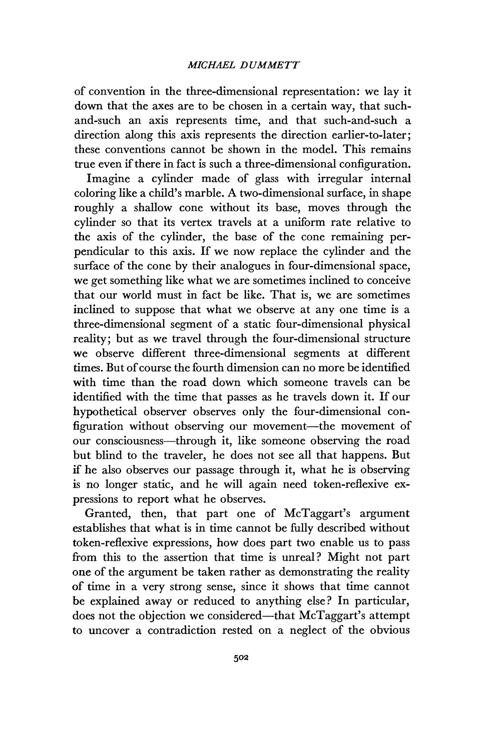of convention in the three-dimensional representation: we lay it down that the axes are to be chosen in a certain way, that such-and-such an axis represents time, and that such-and-such a direction along this axis represents the direction earlier-to-later; these conventions cannot be shown in the model. This remains true even if there in fact is such a three-dimensional configuration.

Imagine a cylinder made of glass with irregular internal coloring like a child's marble. A two-dimensional surface, in shape roughly a shallow cone without its base, moves through the cylinder so that its vertex travels at a uniform rate relative to the axis of the cylinder, the base of the cone remaining perpendicular to this axis. If we now replace the cylinder and the surface of the cone by their analogues in four-dimensional space, we get something like what we are sometimes inclined to conceive that our world must in fact be like. That is, we are sometimes inclined to suppose that what we observe at any one time is a three-dimensional segment of a static four-dimensional physical reality; but as we travel through the four-dimensional structure we observe different three-dimensional segments at different times. But of course the fourth dimension can no more be identified with time than the road down which someone travels can be identified with the time that passes as he travels down it. If our hypothetical observer observes only the four-dimensional configuration without observing our movement—the movement of our consciousness—through it, like someone observing the road but blind to the traveler, he does not see all that happens. But if he also observes our passage through it, what he is observing is no longer static, and he will again need token-reflexive expressions to report what he observes.

Granted, then, that part one of McTaggart's argument establishes that what is in time cannot be fully described without token-reflexive expressions, how does part two enable us to pass from this to the assertion that time is unreal? Might not part one of the argument be taken rather as demonstrating the reality of time in a very strong sense, since it shows that time cannot be explained away or reduced to anything else? In particular, does not the objection we considered—that McTaggart's attempt to uncover a contradiction rested on a neglect of the obvious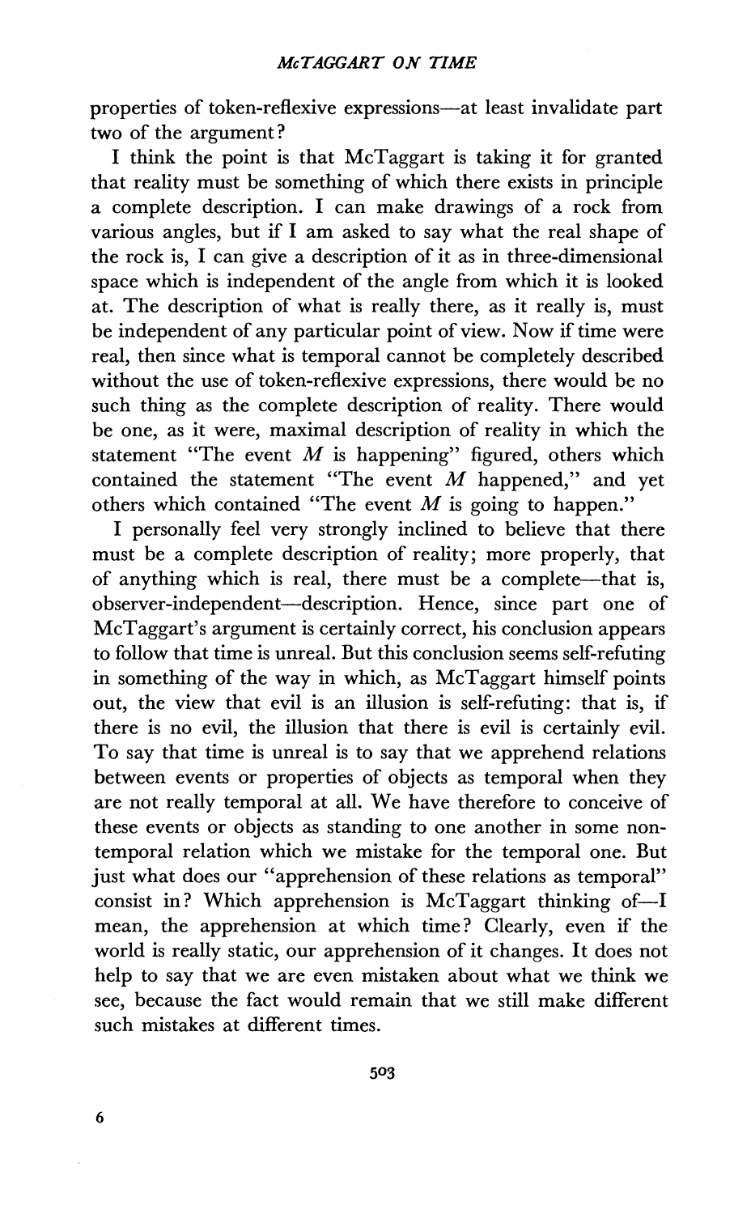properties of token-reflexive expressions—at least invalidate part two of the argument?

I think the point is that McTaggart is taking it for granted that reality must be something of which there exists in principle a complete description. I can make drawings of a rock from various angles, but if I am asked to say what the real shape of the rock is, I can give a description of it as in three-dimensional space which is independent of the angle from which it is looked at. The description of what is really there, as it really is, must be independent of any particular point of view. Now if time were real, then since what is temporal cannot be completely described without the use of token-reflexive expressions, there would be no such thing as the complete description of reality. There would be one, as it were, maximal description of reality in which the statement "The event $M$ is happening" figured, others which contained the statement "The event $M$ happened," and yet others which contained "The event $M$ is going to happen."

I personally feel very strongly inclined to believe that there must be a complete description of reality; more properly, that of anything which is real, there must be a complete—that is, observer-independent—description. Hence, since part one of McTaggart's argument is certainly correct, his conclusion appears to follow that time is unreal. But this conclusion seems self-refuting in something of the way in which, as McTaggart himself points out, the view that evil is an illusion is self-refuting: that is, if there is no evil, the illusion that there is evil is certainly evil. To say that time is unreal is to say that we apprehend relations between events or properties of objects as temporal when they are not really temporal at all. We have therefore to conceive of these events or objects as standing to one another in some non-temporal relation which we mistake for the temporal one. But just what does our "apprehension of these relations as temporal" consist in? Which apprehension is McTaggart thinking of—I mean, the apprehension at which time? Clearly, even if the world is really static, our apprehension of it changes. It does not help to say that we are even mistaken about what we think we see, because the fact would remain that we still make different such mistakes at different times.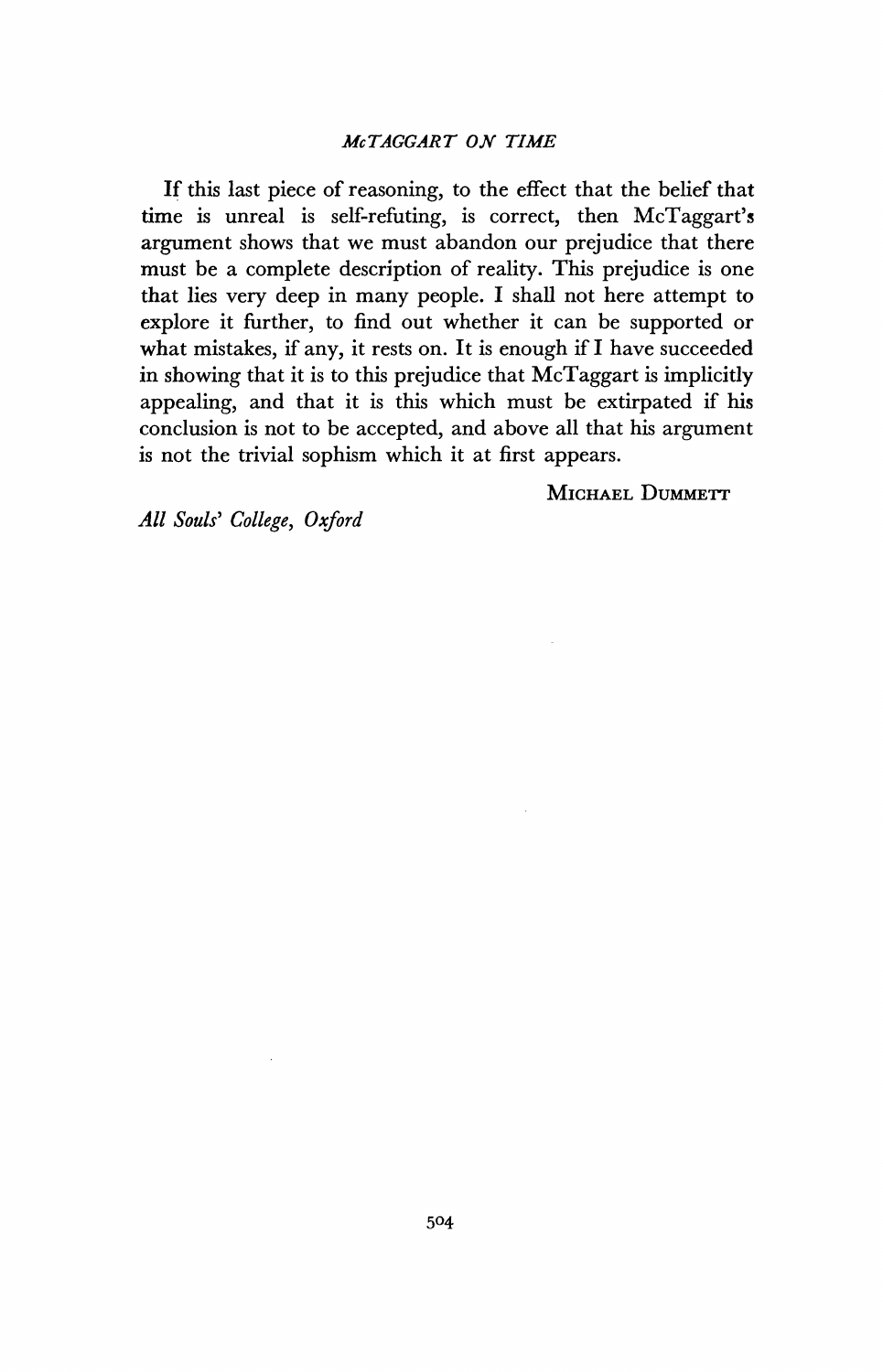If this last piece of reasoning, to the effect that the belief that time is unreal is self-refuting, is correct, then McTaggart's argument shows that we must abandon our prejudice that there must be a complete description of reality. This prejudice is one that lies very deep in many people. I shall not here attempt to explore it further, to find out whether it can be supported or what mistakes, if any, it rests on. It is enough if I have succeeded in showing that it is to this prejudice that McTaggart is implicitly appealing, and that it is this which must be extirpated if his conclusion is not to be accepted, and above all that his argument is not the trivial sophism which it at first appears.

MICHAEL DUMMETT

*All Souls' College, Oxford*